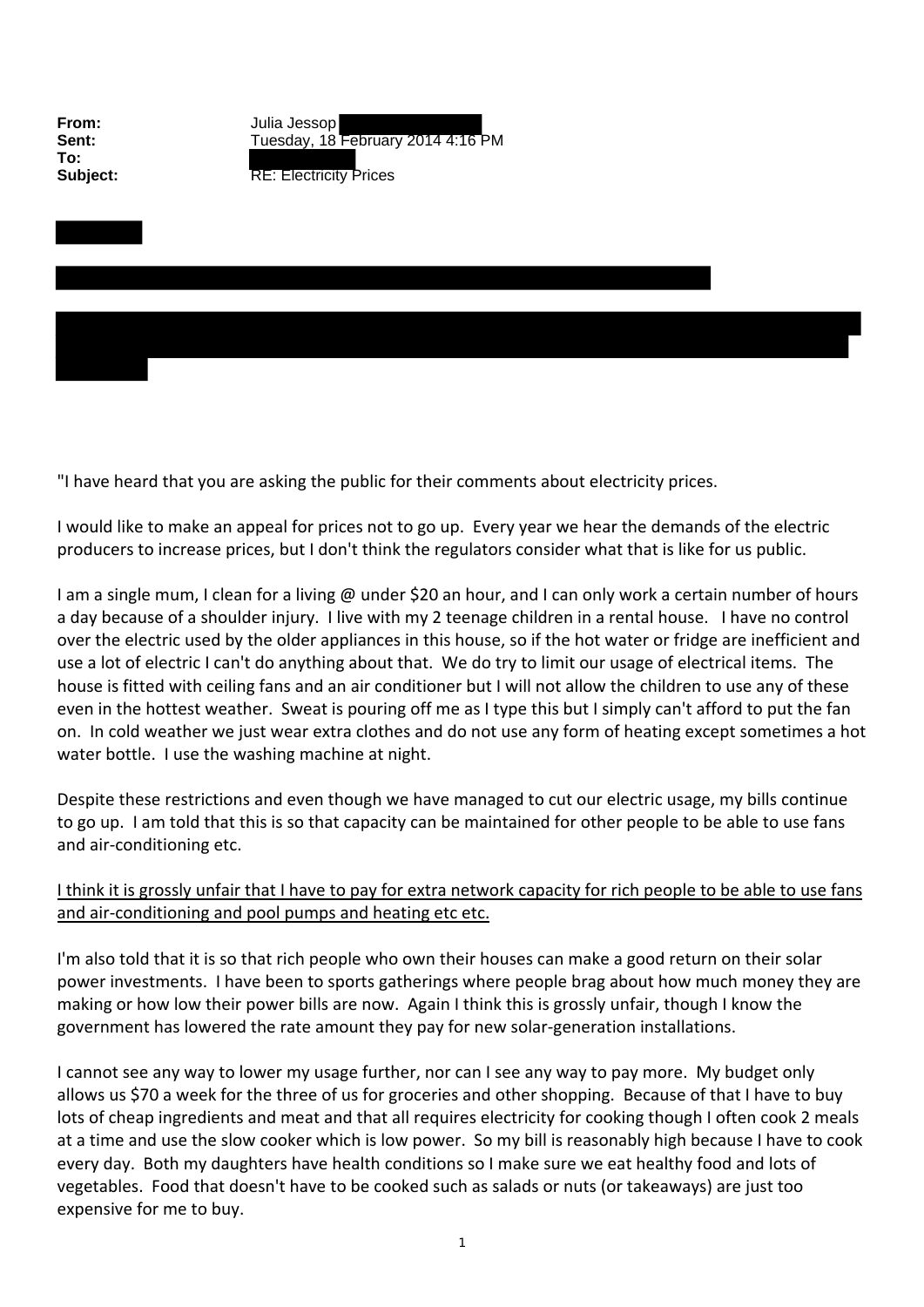**From:** Julia Jessop
**Sent:** Tuesday, 18 February 2014 4:16 PM
**To:**
**Subject:** RE: Electricity Prices

"I have heard that you are asking the public for their comments about electricity prices.

I would like to make an appeal for prices not to go up. Every year we hear the demands of the electric producers to increase prices, but I don't think the regulators consider what that is like for us public.

I am a single mum, I clean for a living @ under $20 an hour, and I can only work a certain number of hours a day because of a shoulder injury. I live with my 2 teenage children in a rental house. I have no control over the electric used by the older appliances in this house, so if the hot water or fridge are inefficient and use a lot of electric I can't do anything about that. We do try to limit our usage of electrical items. The house is fitted with ceiling fans and an air conditioner but I will not allow the children to use any of these even in the hottest weather. Sweat is pouring off me as I type this but I simply can't afford to put the fan on. In cold weather we just wear extra clothes and do not use any form of heating except sometimes a hot water bottle. I use the washing machine at night.

Despite these restrictions and even though we have managed to cut our electric usage, my bills continue to go up. I am told that this is so that capacity can be maintained for other people to be able to use fans and air-conditioning etc.

<u>I think it is grossly unfair that I have to pay for extra network capacity for rich people to be able to use fans and air-conditioning and pool pumps and heating etc etc.</u>

I'm also told that it is so that rich people who own their houses can make a good return on their solar power investments. I have been to sports gatherings where people brag about how much money they are making or how low their power bills are now. Again I think this is grossly unfair, though I know the government has lowered the rate amount they pay for new solar-generation installations.

I cannot see any way to lower my usage further, nor can I see any way to pay more. My budget only allows us $70 a week for the three of us for groceries and other shopping. Because of that I have to buy lots of cheap ingredients and meat and that all requires electricity for cooking though I often cook 2 meals at a time and use the slow cooker which is low power. So my bill is reasonably high because I have to cook every day. Both my daughters have health conditions so I make sure we eat healthy food and lots of vegetables. Food that doesn't have to be cooked such as salads or nuts (or takeaways) are just too expensive for me to buy.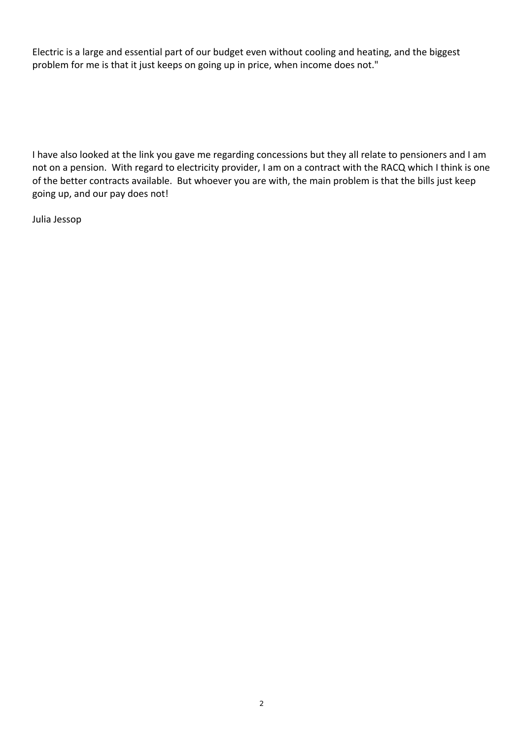Electric is a large and essential part of our budget even without cooling and heating, and the biggest problem for me is that it just keeps on going up in price, when income does not."

I have also looked at the link you gave me regarding concessions but they all relate to pensioners and I am not on a pension. With regard to electricity provider, I am on a contract with the RACQ which I think is one of the better contracts available. But whoever you are with, the main problem is that the bills just keep going up, and our pay does not!

Julia Jessop